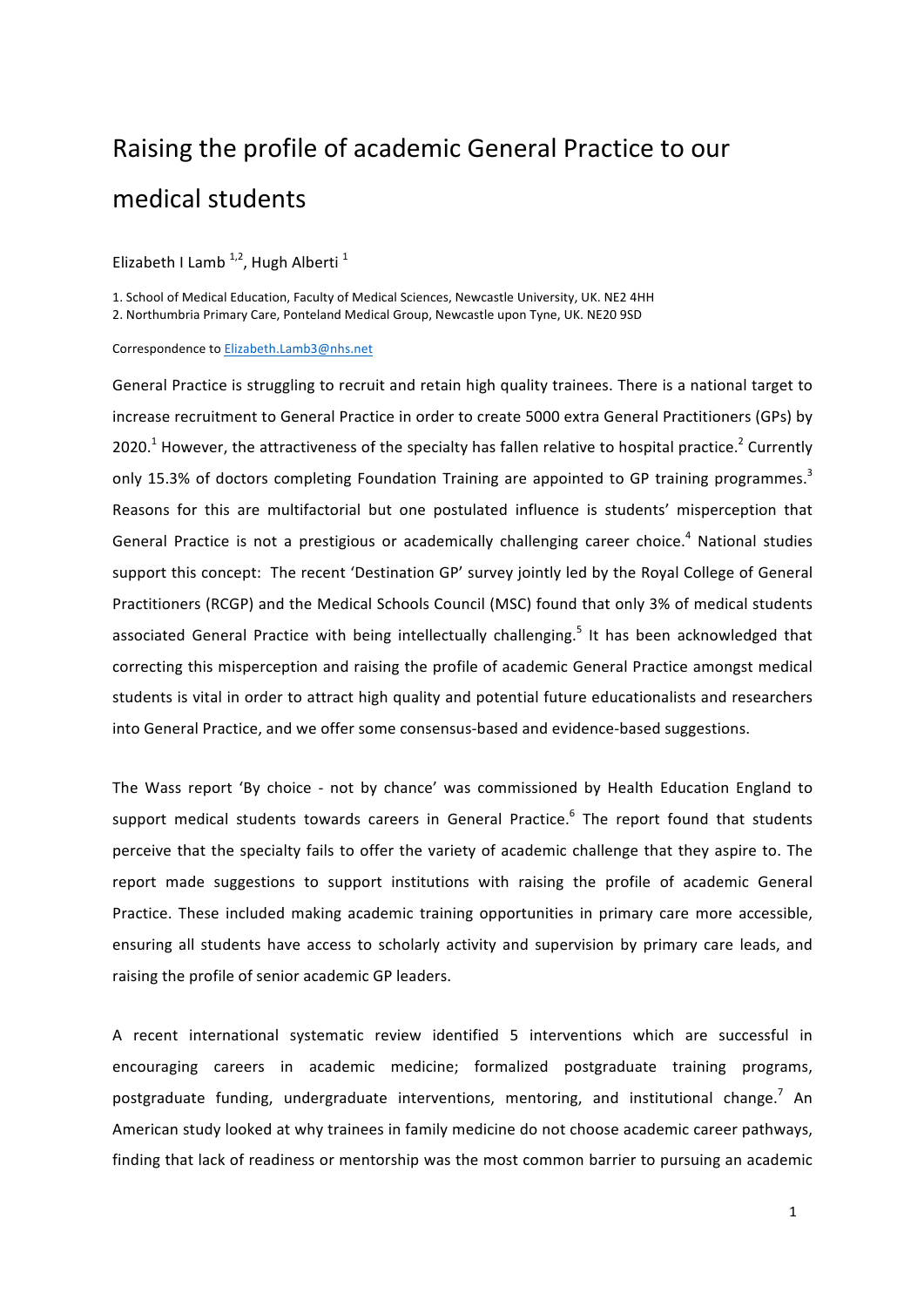# Raising the profile of academic General Practice to our medical students

Elizabeth I Lamb [1,2], Hugh Alberti [1]

1. School of Medical Education, Faculty of Medical Sciences, Newcastle University, UK. NE2 4HH
2. Northumbria Primary Care, Ponteland Medical Group, Newcastle upon Tyne, UK. NE20 9SD

Correspondence to Elizabeth.Lamb3@nhs.net

General Practice is struggling to recruit and retain high quality trainees. There is a national target to increase recruitment to General Practice in order to create 5000 extra General Practitioners (GPs) by 2020.[1] However, the attractiveness of the specialty has fallen relative to hospital practice.[2] Currently only 15.3% of doctors completing Foundation Training are appointed to GP training programmes.[3] Reasons for this are multifactorial but one postulated influence is students' misperception that General Practice is not a prestigious or academically challenging career choice.[4] National studies support this concept: The recent 'Destination GP' survey jointly led by the Royal College of General Practitioners (RCGP) and the Medical Schools Council (MSC) found that only 3% of medical students associated General Practice with being intellectually challenging.[5] It has been acknowledged that correcting this misperception and raising the profile of academic General Practice amongst medical students is vital in order to attract high quality and potential future educationalists and researchers into General Practice, and we offer some consensus-based and evidence-based suggestions.

The Wass report 'By choice - not by chance' was commissioned by Health Education England to support medical students towards careers in General Practice.[6] The report found that students perceive that the specialty fails to offer the variety of academic challenge that they aspire to. The report made suggestions to support institutions with raising the profile of academic General Practice. These included making academic training opportunities in primary care more accessible, ensuring all students have access to scholarly activity and supervision by primary care leads, and raising the profile of senior academic GP leaders.

A recent international systematic review identified 5 interventions which are successful in encouraging careers in academic medicine; formalized postgraduate training programs, postgraduate funding, undergraduate interventions, mentoring, and institutional change.[7] An American study looked at why trainees in family medicine do not choose academic career pathways, finding that lack of readiness or mentorship was the most common barrier to pursuing an academic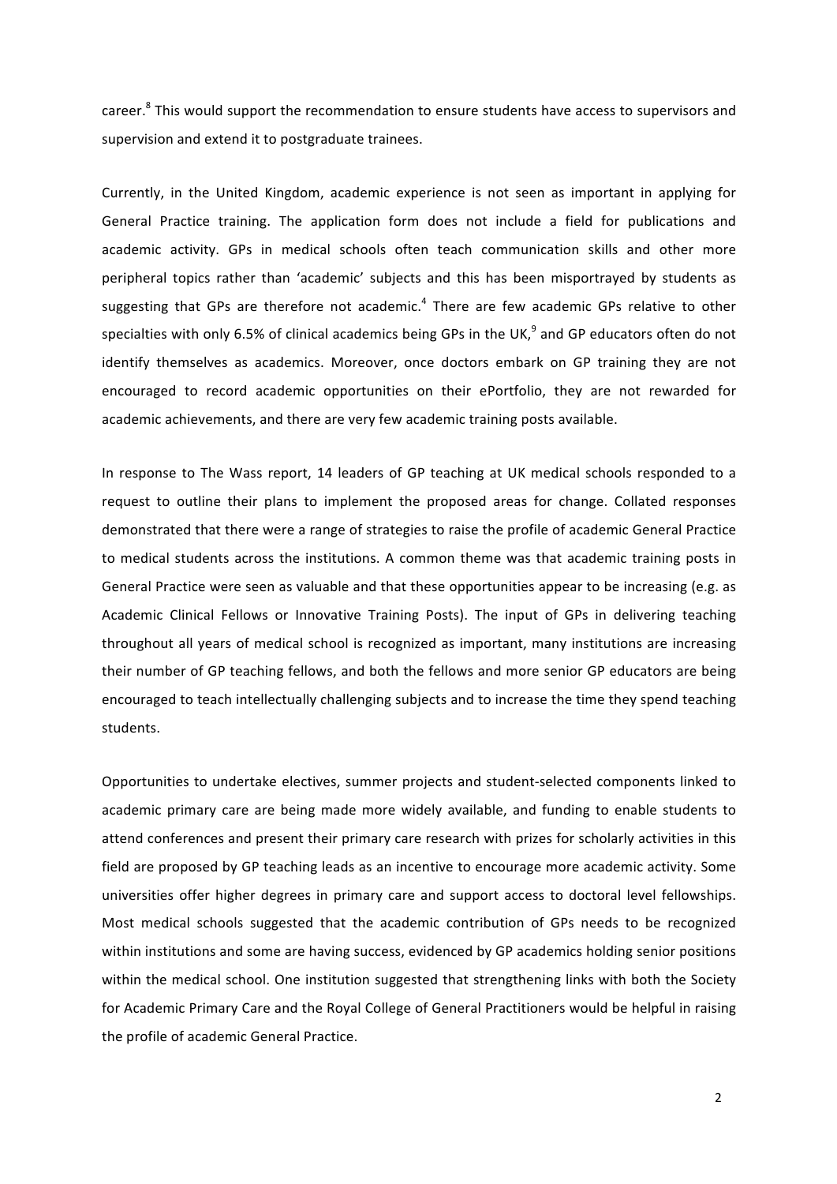career.[8] This would support the recommendation to ensure students have access to supervisors and supervision and extend it to postgraduate trainees.

Currently, in the United Kingdom, academic experience is not seen as important in applying for General Practice training. The application form does not include a field for publications and academic activity. GPs in medical schools often teach communication skills and other more peripheral topics rather than 'academic' subjects and this has been misportrayed by students as suggesting that GPs are therefore not academic.[4] There are few academic GPs relative to other specialties with only 6.5% of clinical academics being GPs in the UK,[9] and GP educators often do not identify themselves as academics. Moreover, once doctors embark on GP training they are not encouraged to record academic opportunities on their ePortfolio, they are not rewarded for academic achievements, and there are very few academic training posts available.

In response to The Wass report, 14 leaders of GP teaching at UK medical schools responded to a request to outline their plans to implement the proposed areas for change. Collated responses demonstrated that there were a range of strategies to raise the profile of academic General Practice to medical students across the institutions. A common theme was that academic training posts in General Practice were seen as valuable and that these opportunities appear to be increasing (e.g. as Academic Clinical Fellows or Innovative Training Posts). The input of GPs in delivering teaching throughout all years of medical school is recognized as important, many institutions are increasing their number of GP teaching fellows, and both the fellows and more senior GP educators are being encouraged to teach intellectually challenging subjects and to increase the time they spend teaching students.

Opportunities to undertake electives, summer projects and student-selected components linked to academic primary care are being made more widely available, and funding to enable students to attend conferences and present their primary care research with prizes for scholarly activities in this field are proposed by GP teaching leads as an incentive to encourage more academic activity. Some universities offer higher degrees in primary care and support access to doctoral level fellowships. Most medical schools suggested that the academic contribution of GPs needs to be recognized within institutions and some are having success, evidenced by GP academics holding senior positions within the medical school. One institution suggested that strengthening links with both the Society for Academic Primary Care and the Royal College of General Practitioners would be helpful in raising the profile of academic General Practice.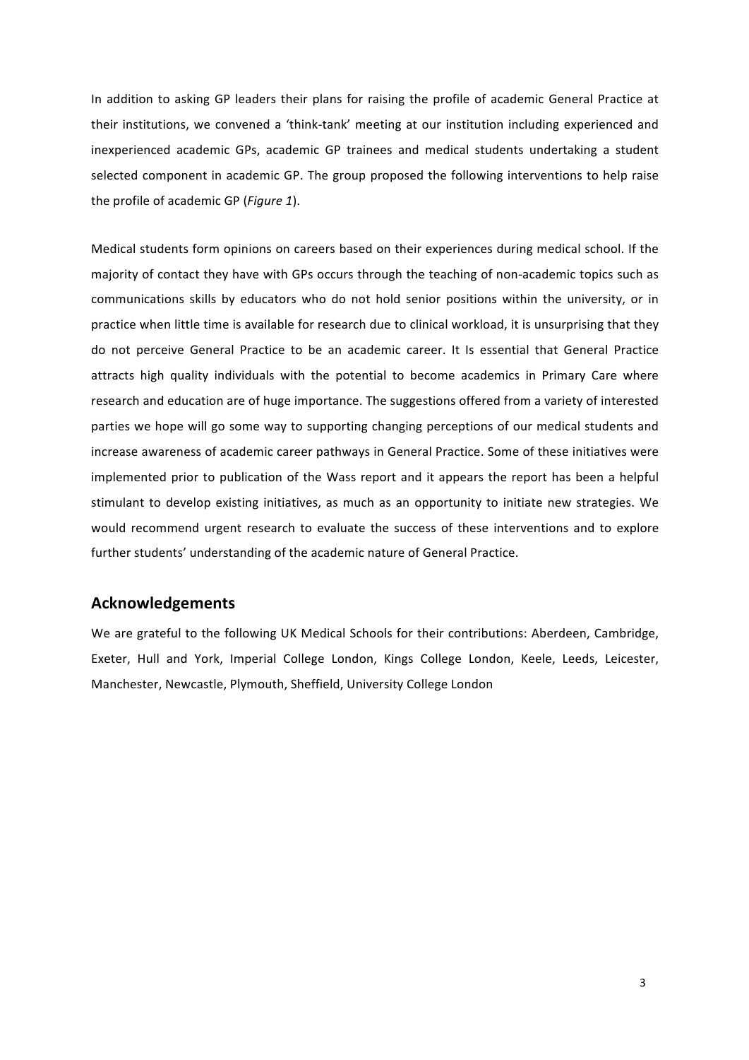In addition to asking GP leaders their plans for raising the profile of academic General Practice at their institutions, we convened a 'think-tank' meeting at our institution including experienced and inexperienced academic GPs, academic GP trainees and medical students undertaking a student selected component in academic GP. The group proposed the following interventions to help raise the profile of academic GP (*Figure 1*).

Medical students form opinions on careers based on their experiences during medical school. If the majority of contact they have with GPs occurs through the teaching of non-academic topics such as communications skills by educators who do not hold senior positions within the university, or in practice when little time is available for research due to clinical workload, it is unsurprising that they do not perceive General Practice to be an academic career. It Is essential that General Practice attracts high quality individuals with the potential to become academics in Primary Care where research and education are of huge importance. The suggestions offered from a variety of interested parties we hope will go some way to supporting changing perceptions of our medical students and increase awareness of academic career pathways in General Practice. Some of these initiatives were implemented prior to publication of the Wass report and it appears the report has been a helpful stimulant to develop existing initiatives, as much as an opportunity to initiate new strategies. We would recommend urgent research to evaluate the success of these interventions and to explore further students' understanding of the academic nature of General Practice.

## Acknowledgements

We are grateful to the following UK Medical Schools for their contributions: Aberdeen, Cambridge, Exeter, Hull and York, Imperial College London, Kings College London, Keele, Leeds, Leicester, Manchester, Newcastle, Plymouth, Sheffield, University College London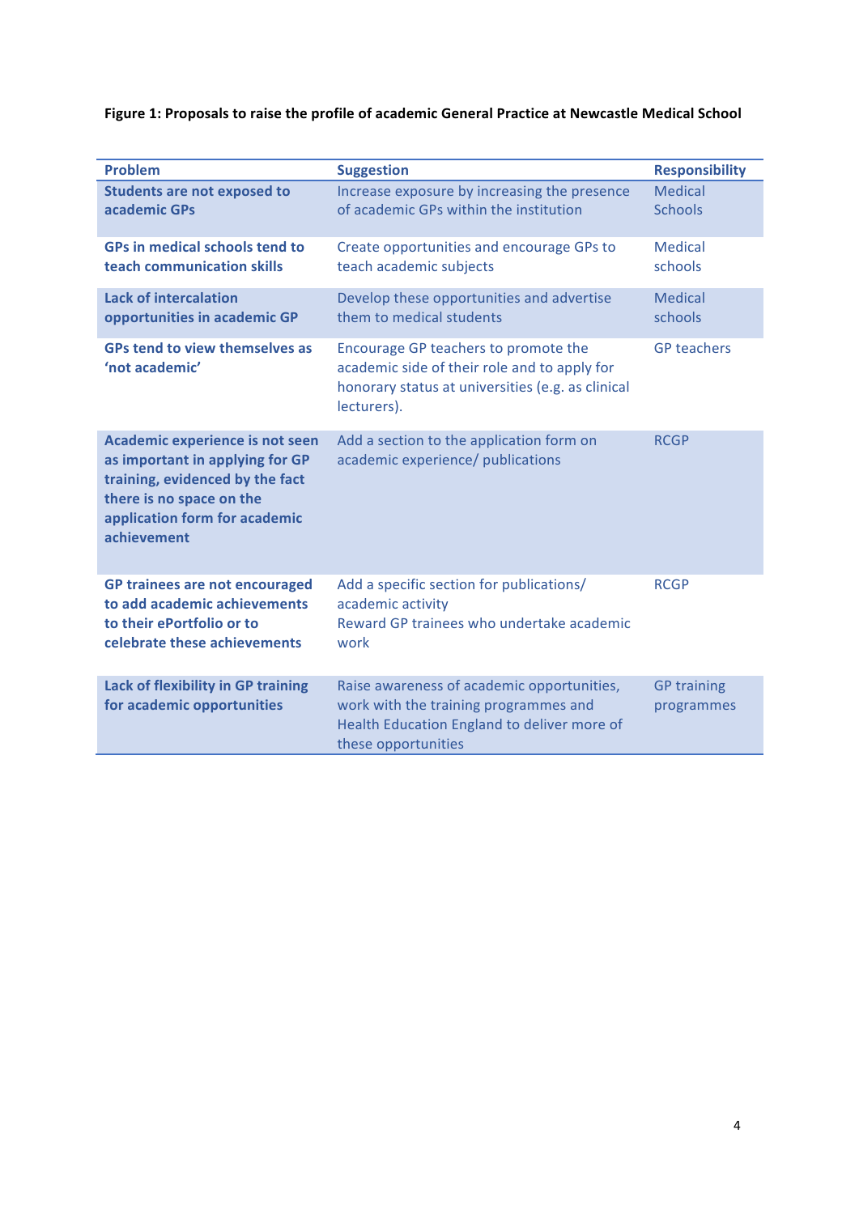**Figure 1: Proposals to raise the profile of academic General Practice at Newcastle Medical School**

| Problem | Suggestion | Responsibility |
|---|---|---|
| **Students are not exposed to academic GPs** | Increase exposure by increasing the presence of academic GPs within the institution | Medical Schools |
| **GPs in medical schools tend to teach communication skills** | Create opportunities and encourage GPs to teach academic subjects | Medical schools |
| **Lack of intercalation opportunities in academic GP** | Develop these opportunities and advertise them to medical students | Medical schools |
| **GPs tend to view themselves as 'not academic'** | Encourage GP teachers to promote the academic side of their role and to apply for honorary status at universities (e.g. as clinical lecturers). | GP teachers |
| **Academic experience is not seen as important in applying for GP training, evidenced by the fact there is no space on the application form for academic achievement** | Add a section to the application form on academic experience/ publications | RCGP |
| **GP trainees are not encouraged to add academic achievements to their ePortfolio or to celebrate these achievements** | Add a specific section for publications/ academic activity<br>Reward GP trainees who undertake academic work | RCGP |
| **Lack of flexibility in GP training for academic opportunities** | Raise awareness of academic opportunities, work with the training programmes and Health Education England to deliver more of these opportunities | GP training programmes |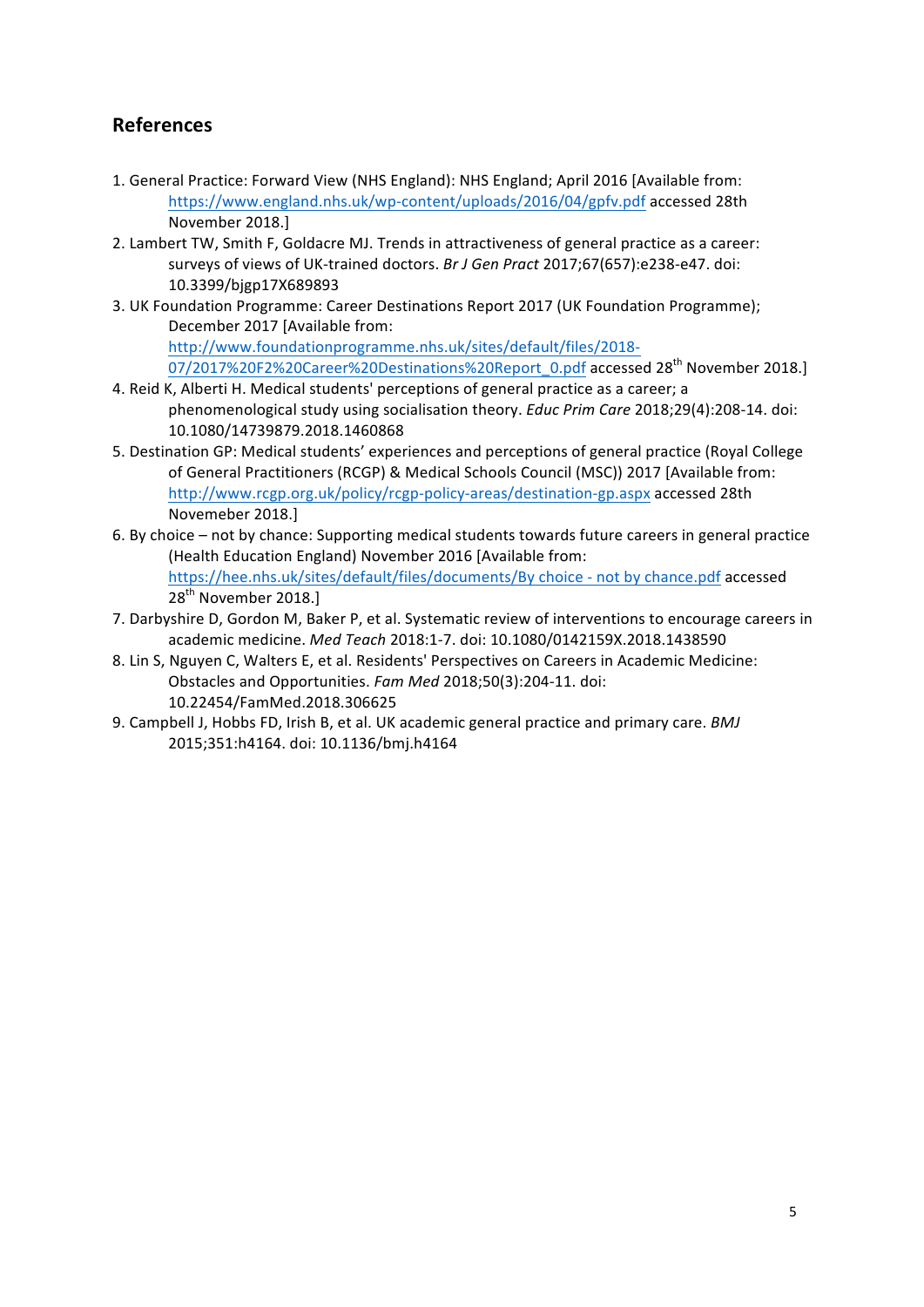## References

1. General Practice: Forward View (NHS England): NHS England; April 2016 [Available from: https://www.england.nhs.uk/wp-content/uploads/2016/04/gpfv.pdf accessed 28th November 2018.]
2. Lambert TW, Smith F, Goldacre MJ. Trends in attractiveness of general practice as a career: surveys of views of UK-trained doctors. *Br J Gen Pract* 2017;67(657):e238-e47. doi: 10.3399/bjgp17X689893
3. UK Foundation Programme: Career Destinations Report 2017 (UK Foundation Programme); December 2017 [Available from: http://www.foundationprogramme.nhs.uk/sites/default/files/2018-07/2017%20F2%20Career%20Destinations%20Report_0.pdf accessed 28th November 2018.]
4. Reid K, Alberti H. Medical students' perceptions of general practice as a career; a phenomenological study using socialisation theory. *Educ Prim Care* 2018;29(4):208-14. doi: 10.1080/14739879.2018.1460868
5. Destination GP: Medical students' experiences and perceptions of general practice (Royal College of General Practitioners (RCGP) & Medical Schools Council (MSC)) 2017 [Available from: http://www.rcgp.org.uk/policy/rcgp-policy-areas/destination-gp.aspx accessed 28th Novemeber 2018.]
6. By choice – not by chance: Supporting medical students towards future careers in general practice (Health Education England) November 2016 [Available from: https://hee.nhs.uk/sites/default/files/documents/By choice - not by chance.pdf accessed 28th November 2018.]
7. Darbyshire D, Gordon M, Baker P, et al. Systematic review of interventions to encourage careers in academic medicine. *Med Teach* 2018:1-7. doi: 10.1080/0142159X.2018.1438590
8. Lin S, Nguyen C, Walters E, et al. Residents' Perspectives on Careers in Academic Medicine: Obstacles and Opportunities. *Fam Med* 2018;50(3):204-11. doi: 10.22454/FamMed.2018.306625
9. Campbell J, Hobbs FD, Irish B, et al. UK academic general practice and primary care. *BMJ* 2015;351:h4164. doi: 10.1136/bmj.h4164